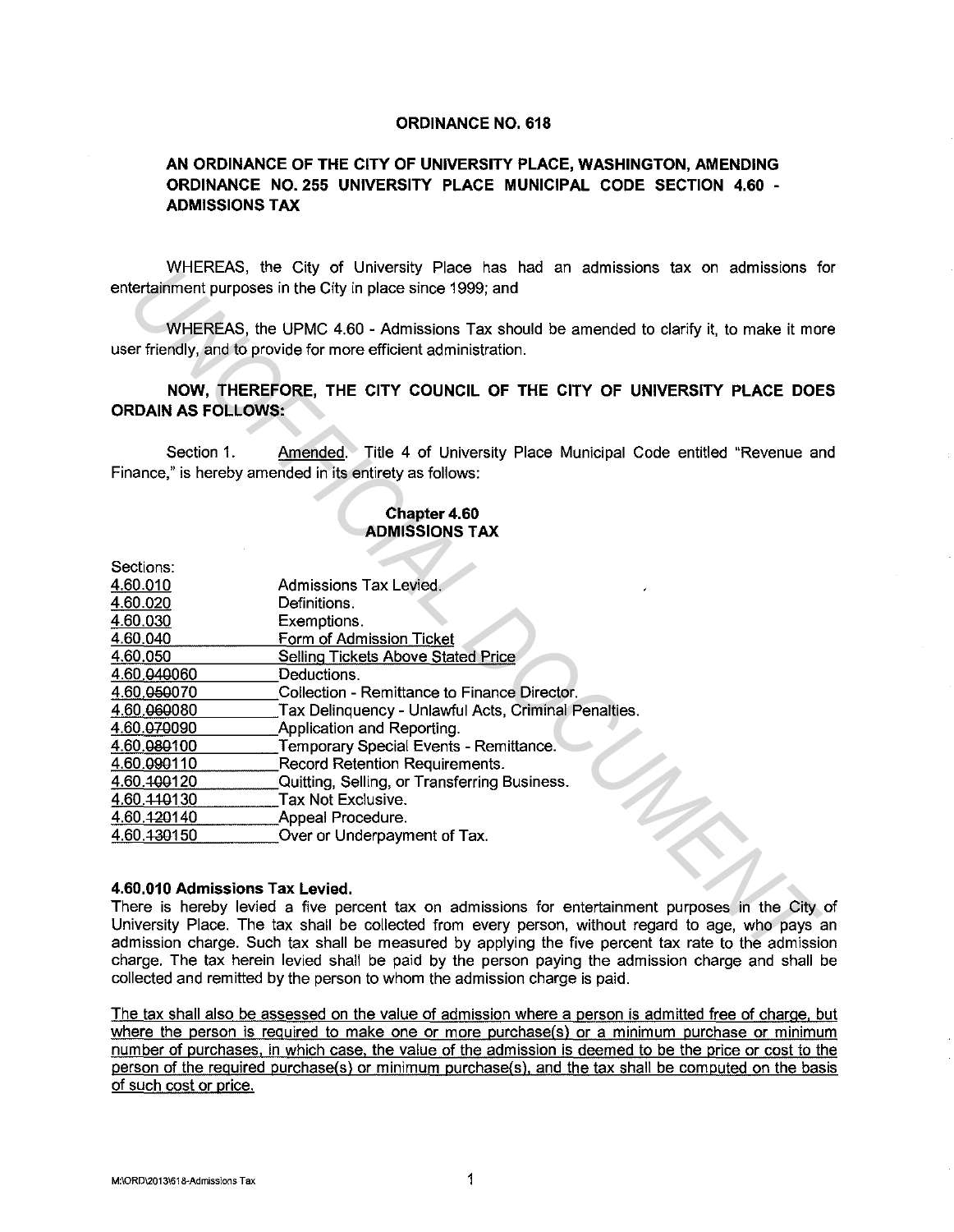**ORDINANCE NO. 618**

**AN ORDINANCE OF THE CITY OF UNIVERSITY PLACE, WASHINGTON, AMENDING ORDINANCE NO. 255 UNIVERSITY PLACE MUNICIPAL CODE SECTION 4.60 - ADMISSIONS TAX**

WHEREAS, the City of University Place has had an admissions tax on admissions for entertainment purposes in the City in place since 1999; and

WHEREAS, the UPMC 4.60 - Admissions Tax should be amended to clarify it, to make it more user friendly, and to provide for more efficient administration.

**NOW, THEREFORE, THE CITY COUNCIL OF THE CITY OF UNIVERSITY PLACE DOES ORDAIN AS FOLLOWS:**

Section 1. Amended. Title 4 of University Place Municipal Code entitled "Revenue and Finance," is hereby amended in its entirety as follows:

**Chapter 4.60**
**ADMISSIONS TAX**

Sections:

| | |
|---|---|
| 4.60.010 | Admissions Tax Levied. |
| 4.60.020 | Definitions. |
| 4.60.030 | Exemptions. |
| 4.60.040 | Form of Admission Ticket |
| 4.60.050 | Selling Tickets Above Stated Price |
| 4.60.~~040~~060 | Deductions. |
| 4.60.~~050~~070 | Collection - Remittance to Finance Director. |
| 4.60.~~060~~080 | Tax Delinquency - Unlawful Acts, Criminal Penalties. |
| 4.60.~~070~~090 | Application and Reporting. |
| 4.60.~~080~~100 | Temporary Special Events - Remittance. |
| 4.60.~~090~~110 | Record Retention Requirements. |
| 4.60.~~100~~120 | Quitting, Selling, or Transferring Business. |
| 4.60.~~110~~130 | Tax Not Exclusive. |
| 4.60.~~120~~140 | Appeal Procedure. |
| 4.60.~~130~~150 | Over or Underpayment of Tax. |

**4.60.010 Admissions Tax Levied.**

There is hereby levied a five percent tax on admissions for entertainment purposes in the City of University Place. The tax shall be collected from every person, without regard to age, who pays an admission charge. Such tax shall be measured by applying the five percent tax rate to the admission charge. The tax herein levied shall be paid by the person paying the admission charge and shall be collected and remitted by the person to whom the admission charge is paid.

The tax shall also be assessed on the value of admission where a person is admitted free of charge, but where the person is required to make one or more purchase(s) or a minimum purchase or minimum number of purchases, in which case, the value of the admission is deemed to be the price or cost to the person of the required purchase(s) or minimum purchase(s), and the tax shall be computed on the basis of such cost or price.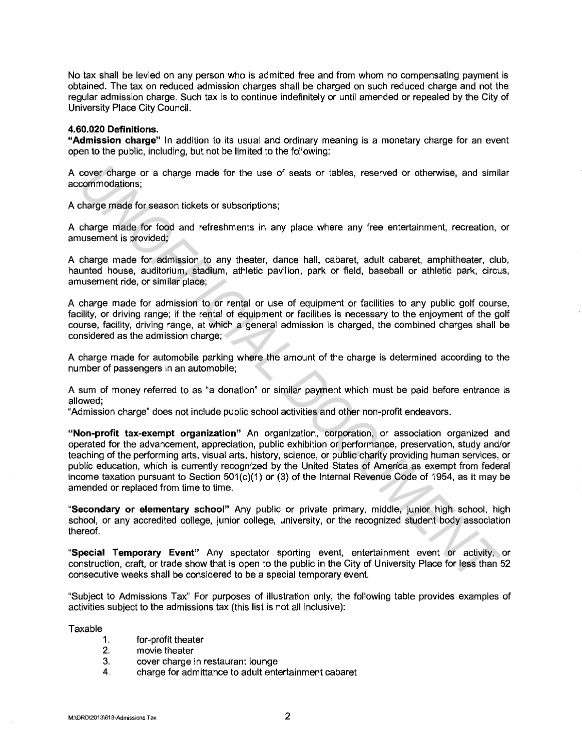No tax shall be levied on any person who is admitted free and from whom no compensating payment is obtained. The tax on reduced admission charges shall be charged on such reduced charge and not the regular admission charge. Such tax is to continue indefinitely or until amended or repealed by the City of University Place City Council.

**4.60.020 Definitions.**

**"Admission charge"** In addition to its usual and ordinary meaning is a monetary charge for an event open to the public, including, but not be limited to the following:

A cover charge or a charge made for the use of seats or tables, reserved or otherwise, and similar accommodations;

A charge made for season tickets or subscriptions;

A charge made for food and refreshments in any place where any free entertainment, recreation, or amusement is provided;

A charge made for admission to any theater, dance hall, cabaret, adult cabaret, amphitheater, club, haunted house, auditorium, stadium, athletic pavilion, park or field, baseball or athletic park, circus, amusement ride, or similar place;

A charge made for admission to or rental or use of equipment or facilities to any public golf course, facility, or driving range; if the rental of equipment or facilities is necessary to the enjoyment of the golf course, facility, driving range, at which a general admission is charged, the combined charges shall be considered as the admission charge;

A charge made for automobile parking where the amount of the charge is determined according to the number of passengers in an automobile;

A sum of money referred to as "a donation" or similar payment which must be paid before entrance is allowed;

"Admission charge" does not include public school activities and other non-profit endeavors.

**"Non-profit tax-exempt organization"** An organization, corporation, or association organized and operated for the advancement, appreciation, public exhibition or performance, preservation, study and/or teaching of the performing arts, visual arts, history, science, or public charity providing human services, or public education, which is currently recognized by the United States of America as exempt from federal income taxation pursuant to Section 501(c)(1) or (3) of the Internal Revenue Code of 1954, as it may be amended or replaced from time to time.

"**Secondary or elementary school**" Any public or private primary, middle, junior high school, high school, or any accredited college, junior college, university, or the recognized student body association thereof.

"**Special Temporary Event**" Any spectator sporting event, entertainment event or activity, or construction, craft, or trade show that is open to the public in the City of University Place for less than 52 consecutive weeks shall be considered to be a special temporary event.

"Subject to Admissions Tax" For purposes of illustration only, the following table provides examples of activities subject to the admissions tax (this list is not all inclusive):

Taxable

1. for-profit theater
2. movie theater
3. cover charge in restaurant lounge
4. charge for admittance to adult entertainment cabaret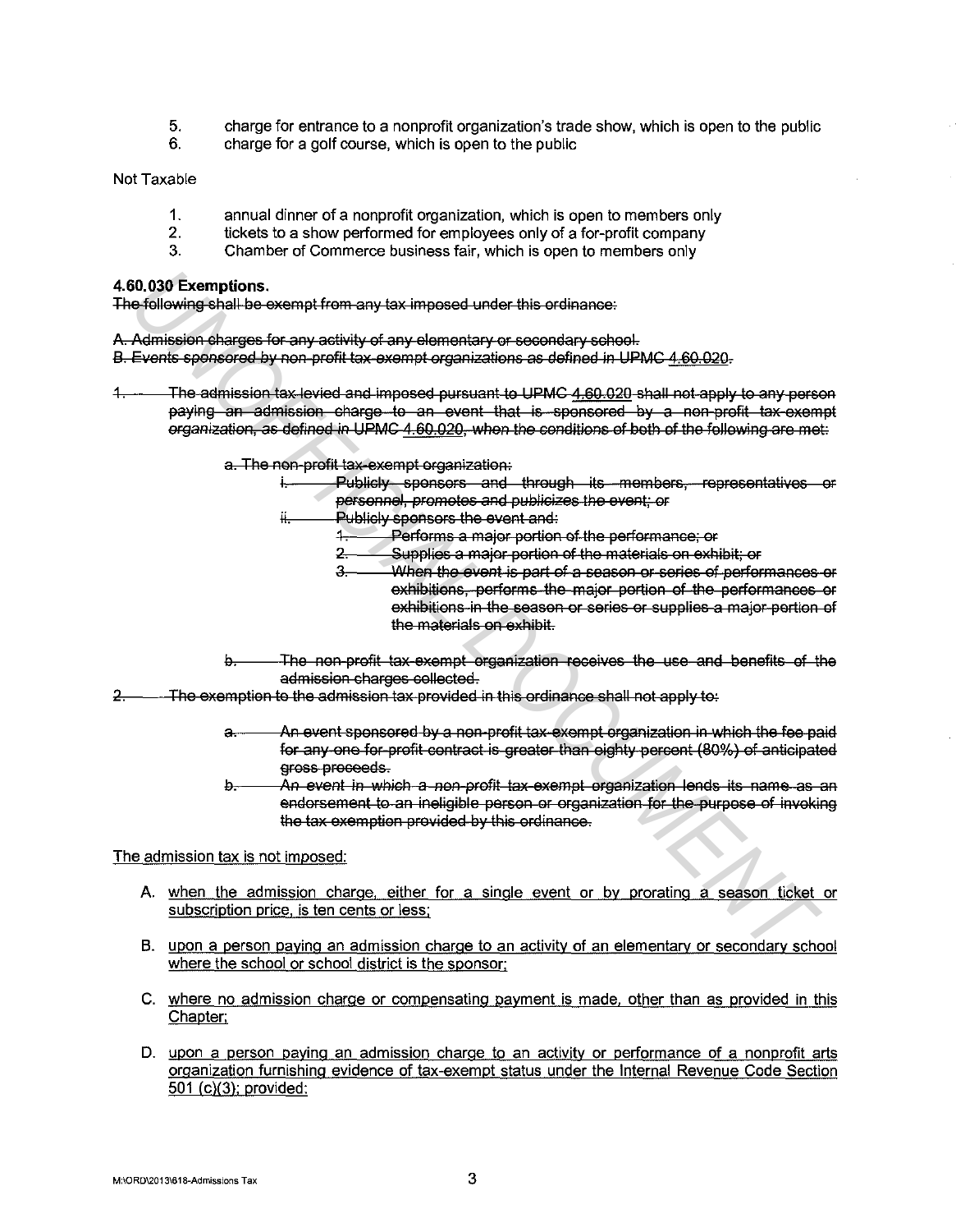5. charge for entrance to a nonprofit organization's trade show, which is open to the public
6. charge for a golf course, which is open to the public

Not Taxable

1. annual dinner of a nonprofit organization, which is open to members only
2. tickets to a show performed for employees only of a for-profit company
3. Chamber of Commerce business fair, which is open to members only

**4.60.030 Exemptions.**

~~The following shall be exempt from any tax imposed under this ordinance:~~

~~A. Admission charges for any activity of any elementary or secondary school.~~
~~B. Events sponsored by non-profit tax-exempt organizations as defined in UPMC 4.60.020.~~

~~1. The admission tax levied and imposed pursuant to UPMC 4.60.020 shall not apply to any person paying an admission charge to an event that is sponsored by a non-profit tax-exempt organization, as defined in UPMC 4.60.020, when the conditions of both of the following are met:~~

~~a. The non-profit tax-exempt organization:~~
~~i. Publicly sponsors and through its members, representatives or personnel, promotes and publicizes the event; or~~
~~ii. Publicly sponsors the event and:~~
~~1. Performs a major portion of the performance; or~~
~~2. Supplies a major portion of the materials on exhibit; or~~
~~3. When the event is part of a season or series of performances or exhibitions, performs the major portion of the performances or exhibitions in the season or series or supplies a major portion of the materials on exhibit.~~

~~b. The non-profit tax-exempt organization receives the use and benefits of the admission charges collected.~~

~~2. The exemption to the admission tax provided in this ordinance shall not apply to:~~

~~a. An event sponsored by a non-profit tax-exempt organization in which the fee paid for any one for-profit contract is greater than eighty percent (80%) of anticipated gross proceeds.~~
~~b. An event in which a non-profit tax-exempt organization lends its name as an endorsement to an ineligible person or organization for the purpose of invoking the tax exemption provided by this ordinance.~~

<u>The admission tax is not imposed:</u>

A. <u>when the admission charge, either for a single event or by prorating a season ticket or subscription price, is ten cents or less;</u>

B. <u>upon a person paying an admission charge to an activity of an elementary or secondary school where the school or school district is the sponsor;</u>

C. <u>where no admission charge or compensating payment is made, other than as provided in this Chapter;</u>

D. <u>upon a person paying an admission charge to an activity or performance of a nonprofit arts organization furnishing evidence of tax-exempt status under the Internal Revenue Code Section 501 (c)(3); provided:</u>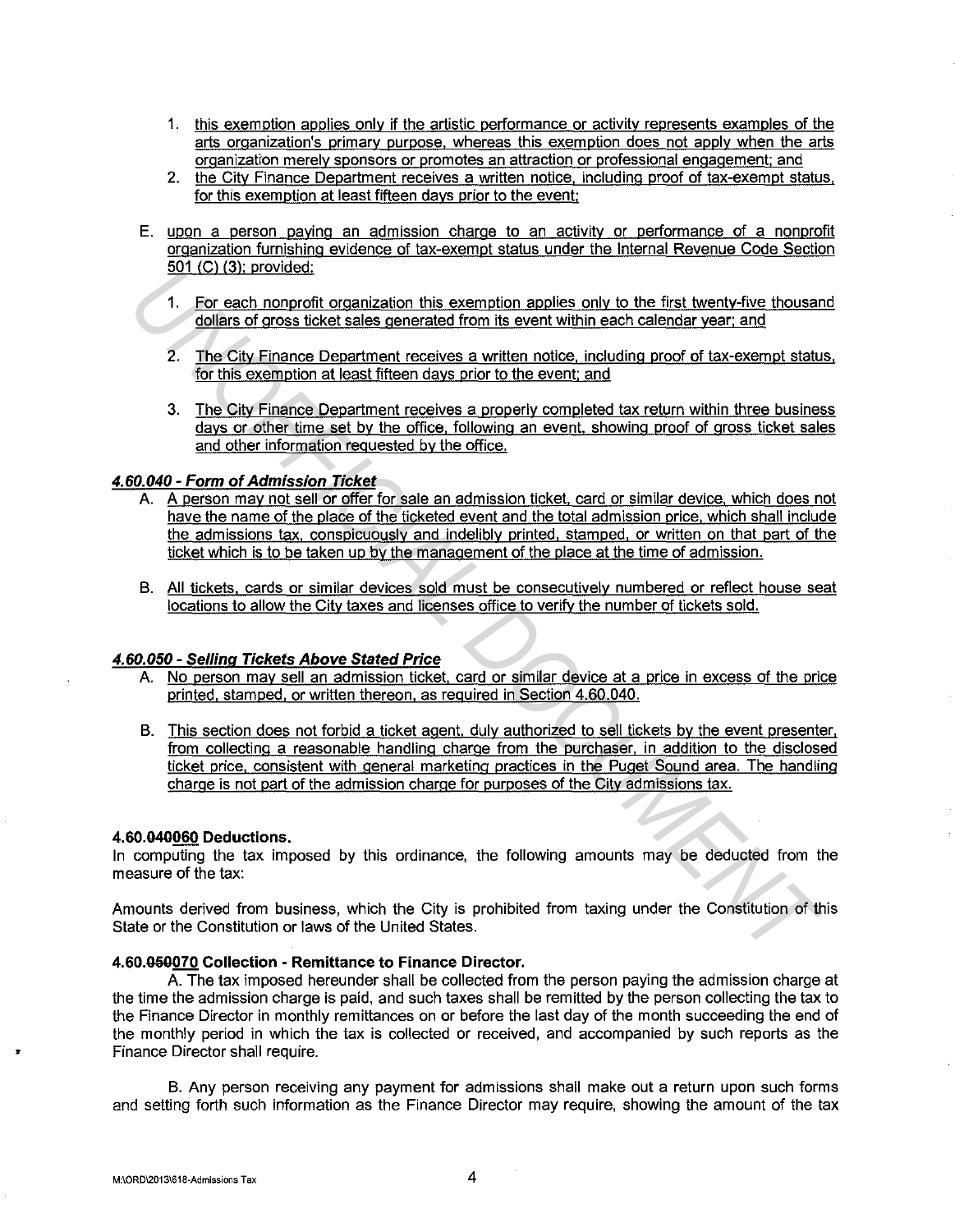1. this exemption applies only if the artistic performance or activity represents examples of the arts organization's primary purpose, whereas this exemption does not apply when the arts organization merely sponsors or promotes an attraction or professional engagement; and
2. the City Finance Department receives a written notice, including proof of tax-exempt status, for this exemption at least fifteen days prior to the event;

E. upon a person paying an admission charge to an activity or performance of a nonprofit organization furnishing evidence of tax-exempt status under the Internal Revenue Code Section 501 (C) (3); provided:

1. For each nonprofit organization this exemption applies only to the first twenty-five thousand dollars of gross ticket sales generated from its event within each calendar year; and

2. The City Finance Department receives a written notice, including proof of tax-exempt status, for this exemption at least fifteen days prior to the event; and

3. The City Finance Department receives a properly completed tax return within three business days or other time set by the office, following an event, showing proof of gross ticket sales and other information requested by the office.

***4.60.040 - Form of Admission Ticket***

A. A person may not sell or offer for sale an admission ticket, card or similar device, which does not have the name of the place of the ticketed event and the total admission price, which shall include the admissions tax, conspicuously and indelibly printed, stamped, or written on that part of the ticket which is to be taken up by the management of the place at the time of admission.

B. All tickets, cards or similar devices sold must be consecutively numbered or reflect house seat locations to allow the City taxes and licenses office to verify the number of tickets sold.

***4.60.050 - Selling Tickets Above Stated Price***

A. No person may sell an admission ticket, card or similar device at a price in excess of the price printed, stamped, or written thereon, as required in Section 4.60.040.

B. This section does not forbid a ticket agent, duly authorized to sell tickets by the event presenter, from collecting a reasonable handling charge from the purchaser, in addition to the disclosed ticket price, consistent with general marketing practices in the Puget Sound area. The handling charge is not part of the admission charge for purposes of the City admissions tax.

**4.60.~~040~~060 Deductions.**

In computing the tax imposed by this ordinance, the following amounts may be deducted from the measure of the tax:

Amounts derived from business, which the City is prohibited from taxing under the Constitution of this State or the Constitution or laws of the United States.

**4.60.~~050~~070 Collection - Remittance to Finance Director.**

A. The tax imposed hereunder shall be collected from the person paying the admission charge at the time the admission charge is paid, and such taxes shall be remitted by the person collecting the tax to the Finance Director in monthly remittances on or before the last day of the month succeeding the end of the monthly period in which the tax is collected or received, and accompanied by such reports as the Finance Director shall require.

B. Any person receiving any payment for admissions shall make out a return upon such forms and setting forth such information as the Finance Director may require, showing the amount of the tax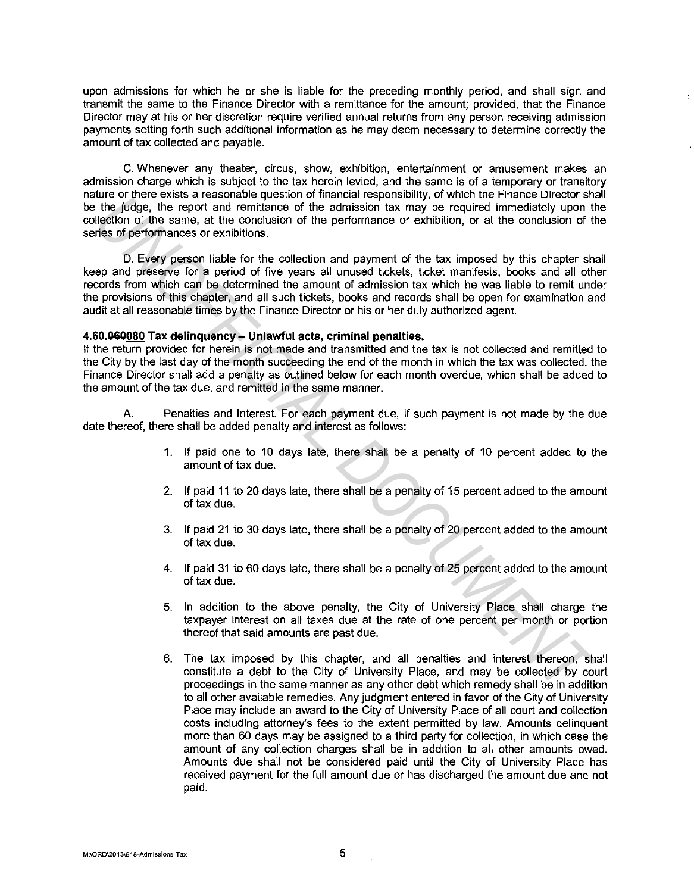upon admissions for which he or she is liable for the preceding monthly period, and shall sign and transmit the same to the Finance Director with a remittance for the amount; provided, that the Finance Director may at his or her discretion require verified annual returns from any person receiving admission payments setting forth such additional information as he may deem necessary to determine correctly the amount of tax collected and payable.

C. Whenever any theater, circus, show, exhibition, entertainment or amusement makes an admission charge which is subject to the tax herein levied, and the same is of a temporary or transitory nature or there exists a reasonable question of financial responsibility, of which the Finance Director shall be the judge, the report and remittance of the admission tax may be required immediately upon the collection of the same, at the conclusion of the performance or exhibition, or at the conclusion of the series of performances or exhibitions.

D. Every person liable for the collection and payment of the tax imposed by this chapter shall keep and preserve for a period of five years all unused tickets, ticket manifests, books and all other records from which can be determined the amount of admission tax which he was liable to remit under the provisions of this chapter, and all such tickets, books and records shall be open for examination and audit at all reasonable times by the Finance Director or his or her duly authorized agent.

**4.60.~~060~~080 Tax delinquency – Unlawful acts, criminal penalties.**

If the return provided for herein is not made and transmitted and the tax is not collected and remitted to the City by the last day of the month succeeding the end of the month in which the tax was collected, the Finance Director shall add a penalty as outlined below for each month overdue, which shall be added to the amount of the tax due, and remitted in the same manner.

A. Penalties and Interest. For each payment due, if such payment is not made by the due date thereof, there shall be added penalty and interest as follows:

1. If paid one to 10 days late, there shall be a penalty of 10 percent added to the amount of tax due.
2. If paid 11 to 20 days late, there shall be a penalty of 15 percent added to the amount of tax due.
3. If paid 21 to 30 days late, there shall be a penalty of 20 percent added to the amount of tax due.
4. If paid 31 to 60 days late, there shall be a penalty of 25 percent added to the amount of tax due.
5. In addition to the above penalty, the City of University Place shall charge the taxpayer interest on all taxes due at the rate of one percent per month or portion thereof that said amounts are past due.
6. The tax imposed by this chapter, and all penalties and interest thereon, shall constitute a debt to the City of University Place, and may be collected by court proceedings in the same manner as any other debt which remedy shall be in addition to all other available remedies. Any judgment entered in favor of the City of University Place may include an award to the City of University Place of all court and collection costs including attorney's fees to the extent permitted by law. Amounts delinquent more than 60 days may be assigned to a third party for collection, in which case the amount of any collection charges shall be in addition to all other amounts owed. Amounts due shall not be considered paid until the City of University Place has received payment for the full amount due or has discharged the amount due and not paid.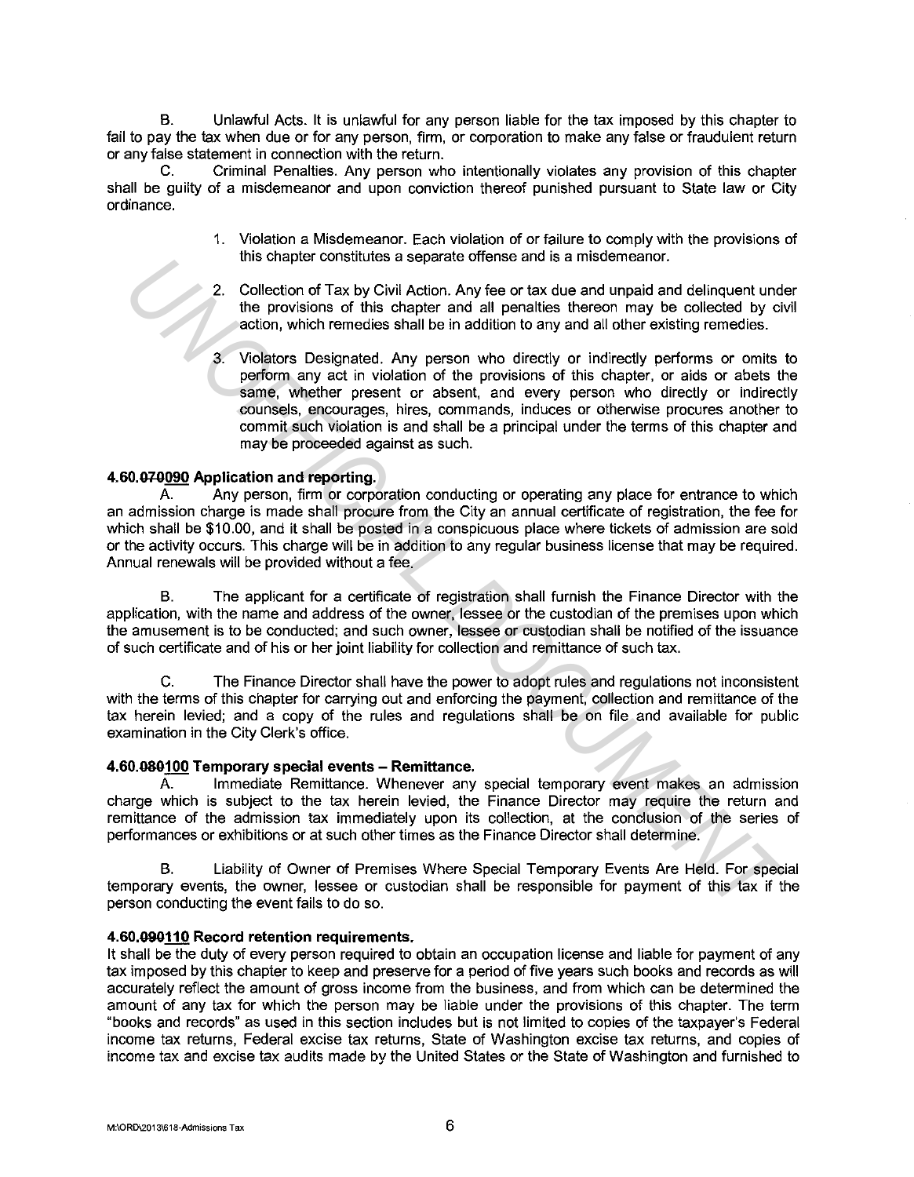B. Unlawful Acts. It is unlawful for any person liable for the tax imposed by this chapter to fail to pay the tax when due or for any person, firm, or corporation to make any false or fraudulent return or any false statement in connection with the return.

C. Criminal Penalties. Any person who intentionally violates any provision of this chapter shall be guilty of a misdemeanor and upon conviction thereof punished pursuant to State law or City ordinance.

1. Violation a Misdemeanor. Each violation of or failure to comply with the provisions of this chapter constitutes a separate offense and is a misdemeanor.

2. Collection of Tax by Civil Action. Any fee or tax due and unpaid and delinquent under the provisions of this chapter and all penalties thereon may be collected by civil action, which remedies shall be in addition to any and all other existing remedies.

3. Violators Designated. Any person who directly or indirectly performs or omits to perform any act in violation of the provisions of this chapter, or aids or abets the same, whether present or absent, and every person who directly or indirectly counsels, encourages, hires, commands, induces or otherwise procures another to commit such violation is and shall be a principal under the terms of this chapter and may be proceeded against as such.

**4.60.~~070~~090 Application and reporting.**

A. Any person, firm or corporation conducting or operating any place for entrance to which an admission charge is made shall procure from the City an annual certificate of registration, the fee for which shall be $10.00, and it shall be posted in a conspicuous place where tickets of admission are sold or the activity occurs. This charge will be in addition to any regular business license that may be required. Annual renewals will be provided without a fee.

B. The applicant for a certificate of registration shall furnish the Finance Director with the application, with the name and address of the owner, lessee or the custodian of the premises upon which the amusement is to be conducted; and such owner, lessee or custodian shall be notified of the issuance of such certificate and of his or her joint liability for collection and remittance of such tax.

C. The Finance Director shall have the power to adopt rules and regulations not inconsistent with the terms of this chapter for carrying out and enforcing the payment, collection and remittance of the tax herein levied; and a copy of the rules and regulations shall be on file and available for public examination in the City Clerk's office.

**4.60.~~080~~100 Temporary special events – Remittance.**

A. Immediate Remittance. Whenever any special temporary event makes an admission charge which is subject to the tax herein levied, the Finance Director may require the return and remittance of the admission tax immediately upon its collection, at the conclusion of the series of performances or exhibitions or at such other times as the Finance Director shall determine.

B. Liability of Owner of Premises Where Special Temporary Events Are Held. For special temporary events, the owner, lessee or custodian shall be responsible for payment of this tax if the person conducting the event fails to do so.

**4.60.~~090~~110 Record retention requirements.**

It shall be the duty of every person required to obtain an occupation license and liable for payment of any tax imposed by this chapter to keep and preserve for a period of five years such books and records as will accurately reflect the amount of gross income from the business, and from which can be determined the amount of any tax for which the person may be liable under the provisions of this chapter. The term "books and records" as used in this section includes but is not limited to copies of the taxpayer's Federal income tax returns, Federal excise tax returns, State of Washington excise tax returns, and copies of income tax and excise tax audits made by the United States or the State of Washington and furnished to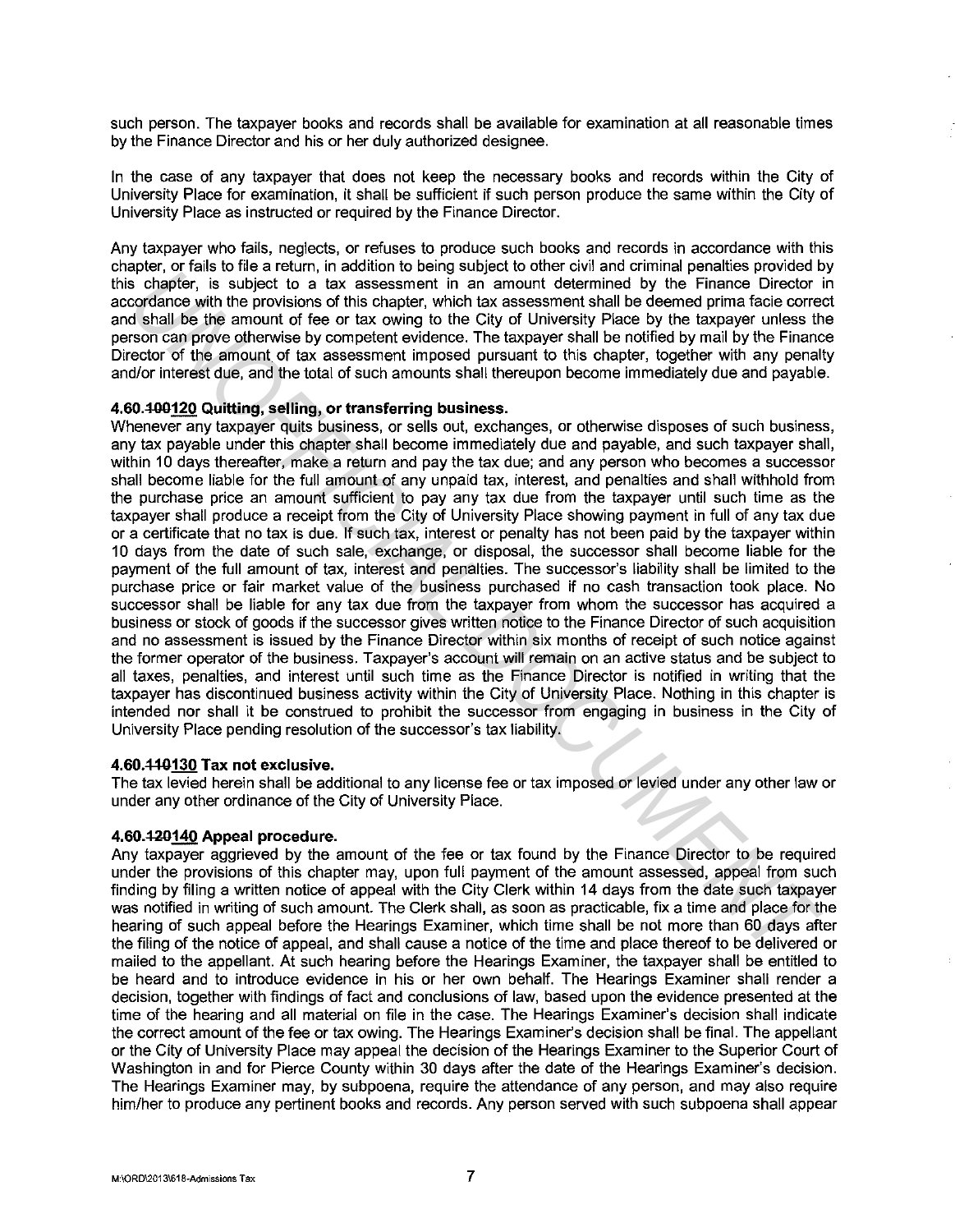such person. The taxpayer books and records shall be available for examination at all reasonable times by the Finance Director and his or her duly authorized designee.

In the case of any taxpayer that does not keep the necessary books and records within the City of University Place for examination, it shall be sufficient if such person produce the same within the City of University Place as instructed or required by the Finance Director.

Any taxpayer who fails, neglects, or refuses to produce such books and records in accordance with this chapter, or fails to file a return, in addition to being subject to other civil and criminal penalties provided by this chapter, is subject to a tax assessment in an amount determined by the Finance Director in accordance with the provisions of this chapter, which tax assessment shall be deemed prima facie correct and shall be the amount of fee or tax owing to the City of University Place by the taxpayer unless the person can prove otherwise by competent evidence. The taxpayer shall be notified by mail by the Finance Director of the amount of tax assessment imposed pursuant to this chapter, together with any penalty and/or interest due, and the total of such amounts shall thereupon become immediately due and payable.

**4.60.~~100~~120 Quitting, selling, or transferring business.**

Whenever any taxpayer quits business, or sells out, exchanges, or otherwise disposes of such business, any tax payable under this chapter shall become immediately due and payable, and such taxpayer shall, within 10 days thereafter, make a return and pay the tax due; and any person who becomes a successor shall become liable for the full amount of any unpaid tax, interest, and penalties and shall withhold from the purchase price an amount sufficient to pay any tax due from the taxpayer until such time as the taxpayer shall produce a receipt from the City of University Place showing payment in full of any tax due or a certificate that no tax is due. If such tax, interest or penalty has not been paid by the taxpayer within 10 days from the date of such sale, exchange, or disposal, the successor shall become liable for the payment of the full amount of tax, interest and penalties. The successor's liability shall be limited to the purchase price or fair market value of the business purchased if no cash transaction took place. No successor shall be liable for any tax due from the taxpayer from whom the successor has acquired a business or stock of goods if the successor gives written notice to the Finance Director of such acquisition and no assessment is issued by the Finance Director within six months of receipt of such notice against the former operator of the business. Taxpayer's account will remain on an active status and be subject to all taxes, penalties, and interest until such time as the Finance Director is notified in writing that the taxpayer has discontinued business activity within the City of University Place. Nothing in this chapter is intended nor shall it be construed to prohibit the successor from engaging in business in the City of University Place pending resolution of the successor's tax liability.

**4.60.~~110~~130 Tax not exclusive.**

The tax levied herein shall be additional to any license fee or tax imposed or levied under any other law or under any other ordinance of the City of University Place.

**4.60.~~120~~140 Appeal procedure.**

Any taxpayer aggrieved by the amount of the fee or tax found by the Finance Director to be required under the provisions of this chapter may, upon full payment of the amount assessed, appeal from such finding by filing a written notice of appeal with the City Clerk within 14 days from the date such taxpayer was notified in writing of such amount. The Clerk shall, as soon as practicable, fix a time and place for the hearing of such appeal before the Hearings Examiner, which time shall be not more than 60 days after the filing of the notice of appeal, and shall cause a notice of the time and place thereof to be delivered or mailed to the appellant. At such hearing before the Hearings Examiner, the taxpayer shall be entitled to be heard and to introduce evidence in his or her own behalf. The Hearings Examiner shall render a decision, together with findings of fact and conclusions of law, based upon the evidence presented at the time of the hearing and all material on file in the case. The Hearings Examiner's decision shall indicate the correct amount of the fee or tax owing. The Hearings Examiner's decision shall be final. The appellant or the City of University Place may appeal the decision of the Hearings Examiner to the Superior Court of Washington in and for Pierce County within 30 days after the date of the Hearings Examiner's decision. The Hearings Examiner may, by subpoena, require the attendance of any person, and may also require him/her to produce any pertinent books and records. Any person served with such subpoena shall appear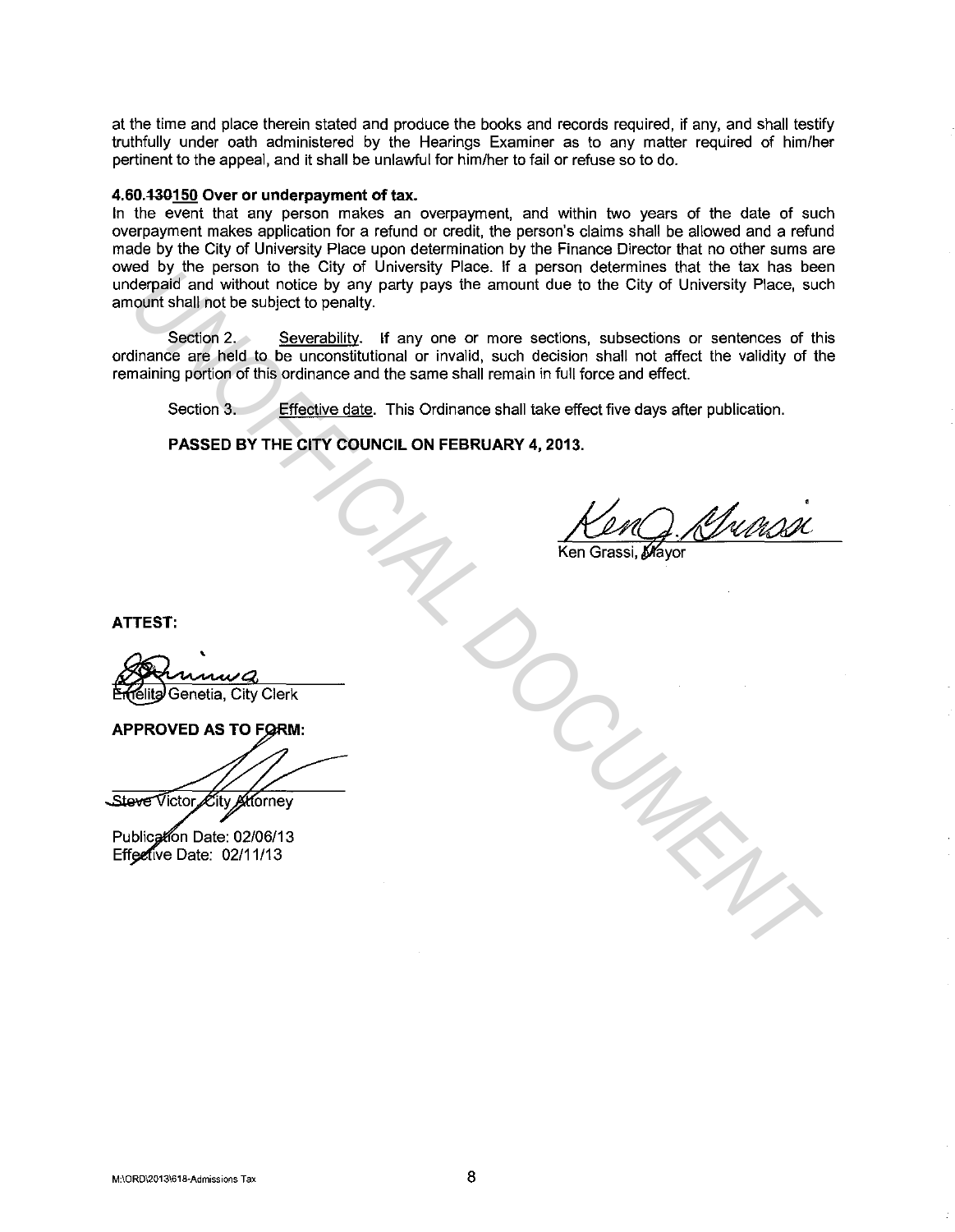at the time and place therein stated and produce the books and records required, if any, and shall testify truthfully under oath administered by the Hearings Examiner as to any matter required of him/her pertinent to the appeal, and it shall be unlawful for him/her to fail or refuse so to do.

**4.60.~~130~~150 Over or underpayment of tax.**

In the event that any person makes an overpayment, and within two years of the date of such overpayment makes application for a refund or credit, the person's claims shall be allowed and a refund made by the City of University Place upon determination by the Finance Director that no other sums are owed by the person to the City of University Place. If a person determines that the tax has been underpaid and without notice by any party pays the amount due to the City of University Place, such amount shall not be subject to penalty.

Section 2. Severability. If any one or more sections, subsections or sentences of this ordinance are held to be unconstitutional or invalid, such decision shall not affect the validity of the remaining portion of this ordinance and the same shall remain in full force and effect.

Section 3. Effective date. This Ordinance shall take effect five days after publication.

**PASSED BY THE CITY COUNCIL ON FEBRUARY 4, 2013.**

Ken Grassi, Mayor

**ATTEST:**

Emelita Genetia, City Clerk

**APPROVED AS TO FORM:**

Steve Victor, City Attorney

Publication Date: 02/06/13
Effective Date: 02/11/13

UNOFFICIAL DOCUMENT

M:\ORD\2013\618-Admissions Tax